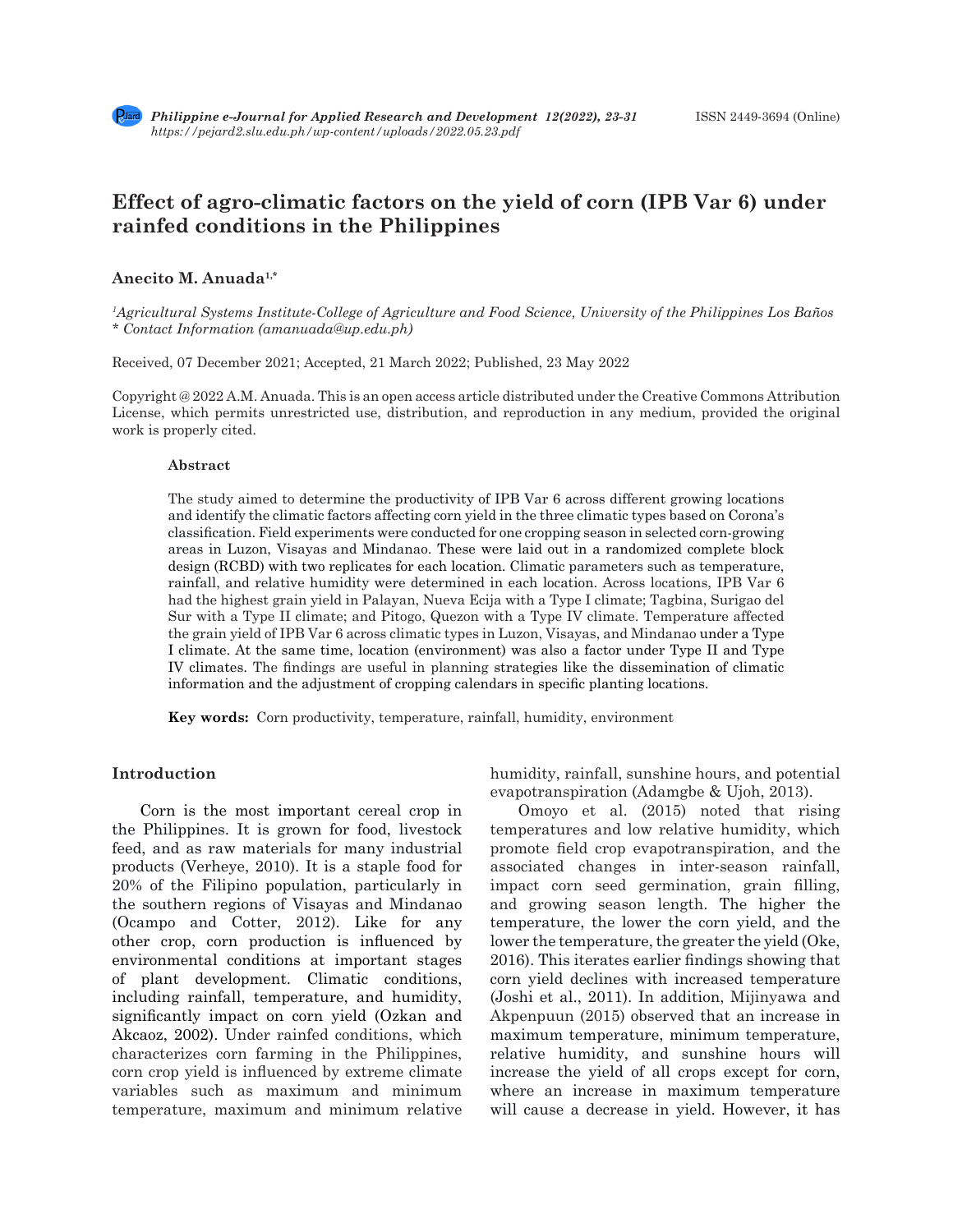# Effect of agro-climatic factors on the yield of corn (IPB Var 6) under rainfed conditions in the Philippines

**Anecito M. Anuada**[1,*]

*[1]Agricultural Systems Institute-College of Agriculture and Food Science, University of the Philippines Los Baños*
*\* Contact Information (amanuada@up.edu.ph)*

Received, 07 December 2021; Accepted, 21 March 2022; Published, 23 May 2022

Copyright @ 2022 A.M. Anuada. This is an open access article distributed under the Creative Commons Attribution License, which permits unrestricted use, distribution, and reproduction in any medium, provided the original work is properly cited.

**Abstract**

The study aimed to determine the productivity of IPB Var 6 across different growing locations and identify the climatic factors affecting corn yield in the three climatic types based on Corona's classification. Field experiments were conducted for one cropping season in selected corn-growing areas in Luzon, Visayas and Mindanao. These were laid out in a randomized complete block design (RCBD) with two replicates for each location. Climatic parameters such as temperature, rainfall, and relative humidity were determined in each location. Across locations, IPB Var 6 had the highest grain yield in Palayan, Nueva Ecija with a Type I climate; Tagbina, Surigao del Sur with a Type II climate; and Pitogo, Quezon with a Type IV climate. Temperature affected the grain yield of IPB Var 6 across climatic types in Luzon, Visayas, and Mindanao under a Type I climate. At the same time, location (environment) was also a factor under Type II and Type IV climates. The findings are useful in planning strategies like the dissemination of climatic information and the adjustment of cropping calendars in specific planting locations.

**Key words:** Corn productivity, temperature, rainfall, humidity, environment

## Introduction

Corn is the most important cereal crop in the Philippines. It is grown for food, livestock feed, and as raw materials for many industrial products (Verheye, 2010). It is a staple food for 20% of the Filipino population, particularly in the southern regions of Visayas and Mindanao (Ocampo and Cotter, 2012). Like for any other crop, corn production is influenced by environmental conditions at important stages of plant development. Climatic conditions, including rainfall, temperature, and humidity, significantly impact on corn yield (Ozkan and Akcaoz, 2002). Under rainfed conditions, which characterizes corn farming in the Philippines, corn crop yield is influenced by extreme climate variables such as maximum and minimum temperature, maximum and minimum relative humidity, rainfall, sunshine hours, and potential evapotranspiration (Adamgbe & Ujoh, 2013).

Omoyo et al. (2015) noted that rising temperatures and low relative humidity, which promote field crop evapotranspiration, and the associated changes in inter-season rainfall, impact corn seed germination, grain filling, and growing season length. The higher the temperature, the lower the corn yield, and the lower the temperature, the greater the yield (Oke, 2016). This iterates earlier findings showing that corn yield declines with increased temperature (Joshi et al., 2011). In addition, Mijinyawa and Akpenpuun (2015) observed that an increase in maximum temperature, minimum temperature, relative humidity, and sunshine hours will increase the yield of all crops except for corn, where an increase in maximum temperature will cause a decrease in yield. However, it has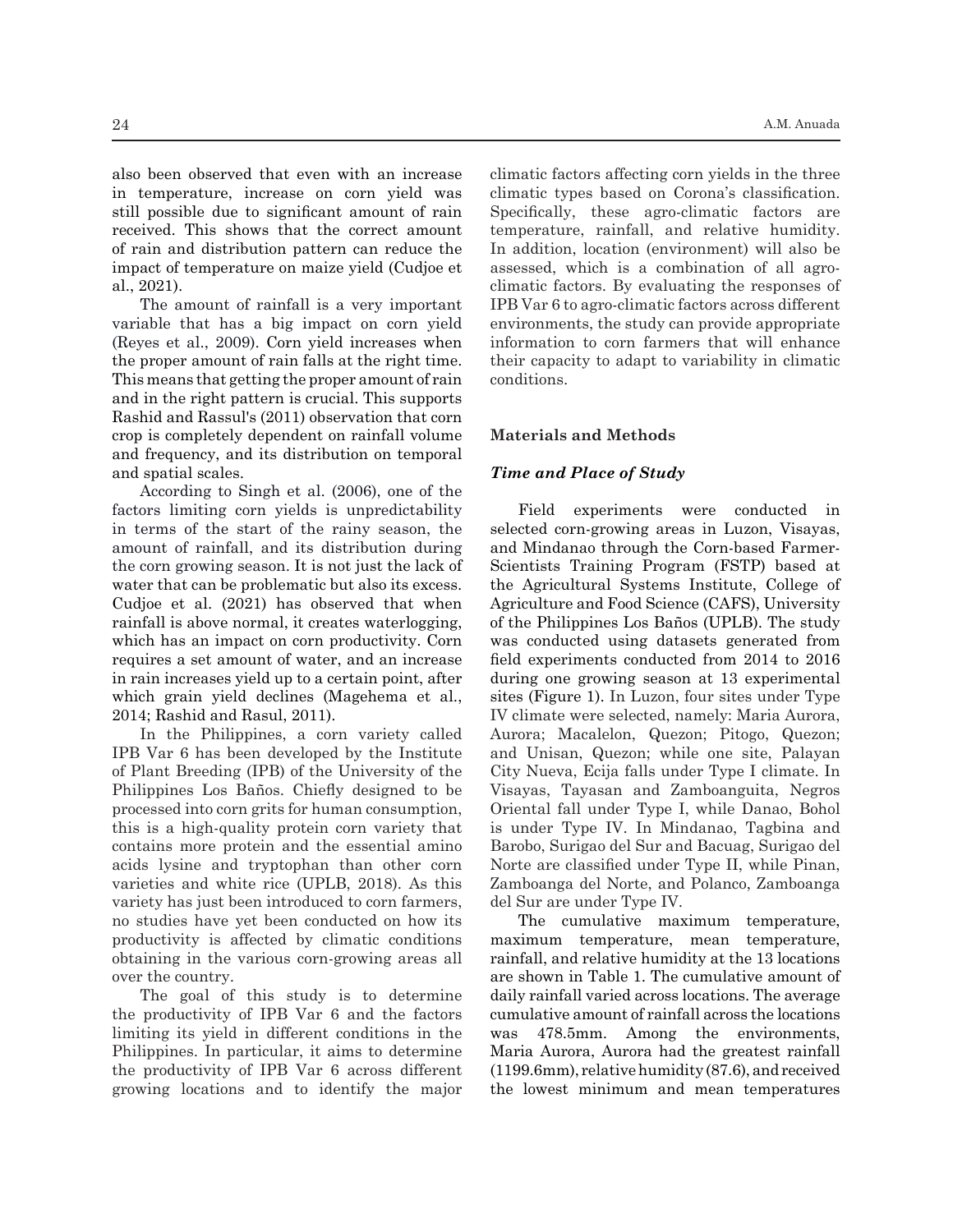also been observed that even with an increase in temperature, increase on corn yield was still possible due to significant amount of rain received. This shows that the correct amount of rain and distribution pattern can reduce the impact of temperature on maize yield (Cudjoe et al., 2021).

The amount of rainfall is a very important variable that has a big impact on corn yield (Reyes et al., 2009). Corn yield increases when the proper amount of rain falls at the right time. This means that getting the proper amount of rain and in the right pattern is crucial. This supports Rashid and Rassul's (2011) observation that corn crop is completely dependent on rainfall volume and frequency, and its distribution on temporal and spatial scales.

According to Singh et al. (2006), one of the factors limiting corn yields is unpredictability in terms of the start of the rainy season, the amount of rainfall, and its distribution during the corn growing season. It is not just the lack of water that can be problematic but also its excess. Cudjoe et al. (2021) has observed that when rainfall is above normal, it creates waterlogging, which has an impact on corn productivity. Corn requires a set amount of water, and an increase in rain increases yield up to a certain point, after which grain yield declines (Magehema et al., 2014; Rashid and Rasul, 2011).

In the Philippines, a corn variety called IPB Var 6 has been developed by the Institute of Plant Breeding (IPB) of the University of the Philippines Los Baños. Chiefly designed to be processed into corn grits for human consumption, this is a high-quality protein corn variety that contains more protein and the essential amino acids lysine and tryptophan than other corn varieties and white rice (UPLB, 2018). As this variety has just been introduced to corn farmers, no studies have yet been conducted on how its productivity is affected by climatic conditions obtaining in the various corn-growing areas all over the country.

The goal of this study is to determine the productivity of IPB Var 6 and the factors limiting its yield in different conditions in the Philippines. In particular, it aims to determine the productivity of IPB Var 6 across different growing locations and to identify the major climatic factors affecting corn yields in the three climatic types based on Corona's classification. Specifically, these agro-climatic factors are temperature, rainfall, and relative humidity. In addition, location (environment) will also be assessed, which is a combination of all agro-climatic factors. By evaluating the responses of IPB Var 6 to agro-climatic factors across different environments, the study can provide appropriate information to corn farmers that will enhance their capacity to adapt to variability in climatic conditions.

## Materials and Methods

### *Time and Place of Study*

Field experiments were conducted in selected corn-growing areas in Luzon, Visayas, and Mindanao through the Corn-based Farmer-Scientists Training Program (FSTP) based at the Agricultural Systems Institute, College of Agriculture and Food Science (CAFS), University of the Philippines Los Baños (UPLB). The study was conducted using datasets generated from field experiments conducted from 2014 to 2016 during one growing season at 13 experimental sites (Figure 1). In Luzon, four sites under Type IV climate were selected, namely: Maria Aurora, Aurora; Macalelon, Quezon; Pitogo, Quezon; and Unisan, Quezon; while one site, Palayan City Nueva, Ecija falls under Type I climate. In Visayas, Tayasan and Zamboanguita, Negros Oriental fall under Type I, while Danao, Bohol is under Type IV. In Mindanao, Tagbina and Barobo, Surigao del Sur and Bacuag, Surigao del Norte are classified under Type II, while Pinan, Zamboanga del Norte, and Polanco, Zamboanga del Sur are under Type IV.

The cumulative maximum temperature, maximum temperature, mean temperature, rainfall, and relative humidity at the 13 locations are shown in Table 1. The cumulative amount of daily rainfall varied across locations. The average cumulative amount of rainfall across the locations was 478.5mm. Among the environments, Maria Aurora, Aurora had the greatest rainfall (1199.6mm), relative humidity (87.6), and received the lowest minimum and mean temperatures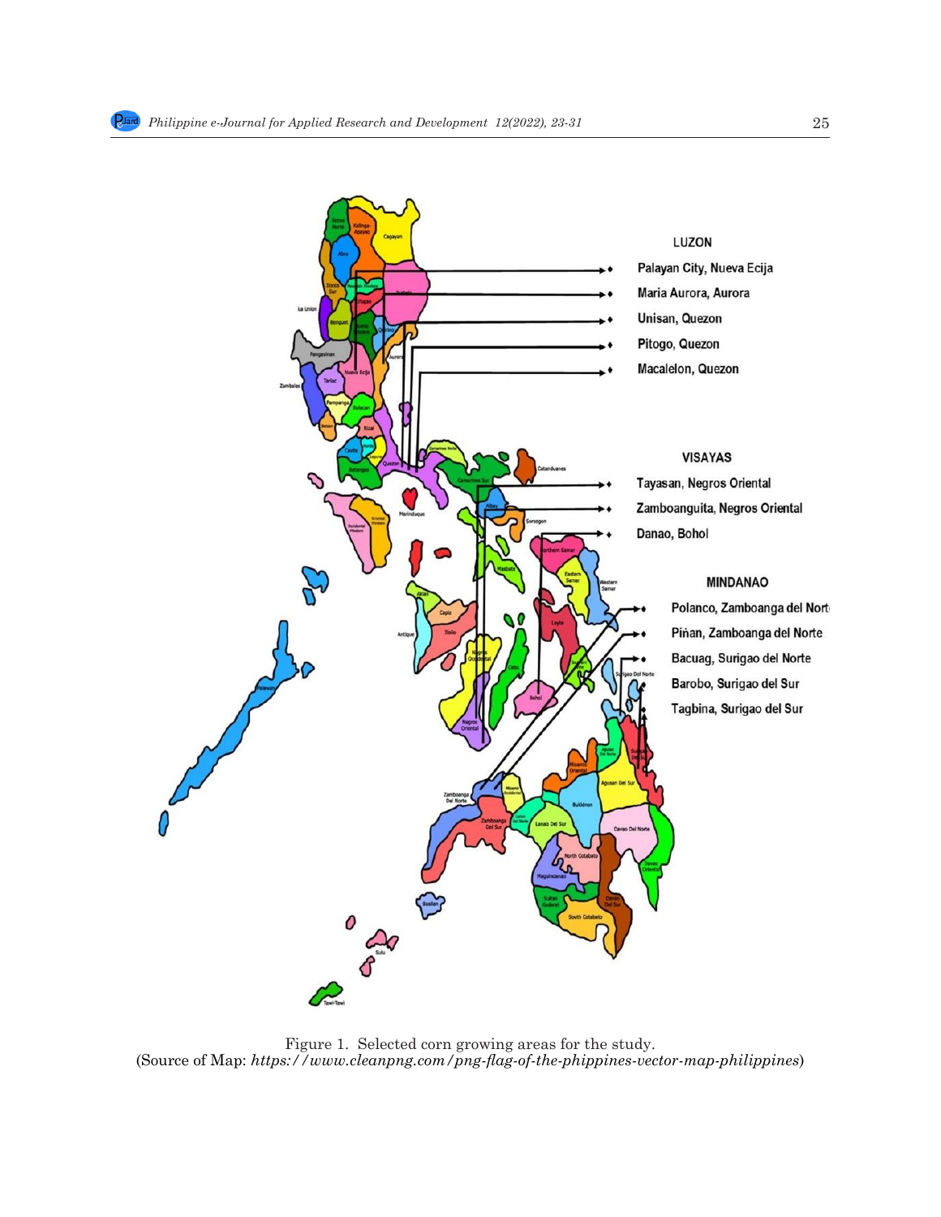LUZON

- Palayan City, Nueva Ecija
- Maria Aurora, Aurora
- Unisan, Quezon
- Pitogo, Quezon
- Macalelon, Quezon

VISAYAS

- Tayasan, Negros Oriental
- Zamboanguita, Negros Oriental
- Danao, Bohol

MINDANAO

- Polanco, Zamboanga del Norte
- Piňan, Zamboanga del Norte
- Bacuag, Surigao del Norte
- Barobo, Surigao del Sur
- Tagbina, Surigao del Sur

Figure 1. Selected corn growing areas for the study.
(Source of Map: *https://www.cleanpng.com/png-flag-of-the-phippines-vector-map-philippines*)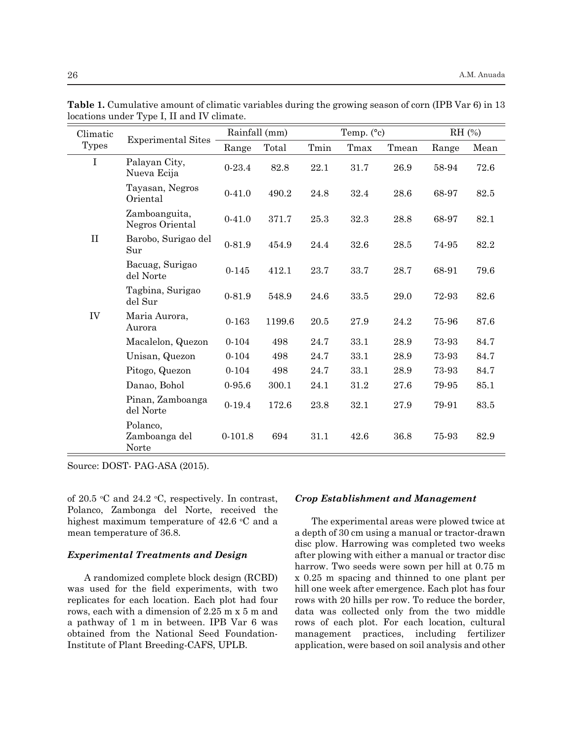**Table 1.** Cumulative amount of climatic variables during the growing season of corn (IPB Var 6) in 13 locations under Type I, II and IV climate.

| Climatic Types | Experimental Sites | Rainfall (mm) | | Temp. (°c) | | | RH (%) | |
|---|---|---|---|---|---|---|---|---|
| | | Range | Total | Tmin | Tmax | Tmean | Range | Mean |
| I | Palayan City, Nueva Ecija | 0-23.4 | 82.8 | 22.1 | 31.7 | 26.9 | 58-94 | 72.6 |
| | Tayasan, Negros Oriental | 0-41.0 | 490.2 | 24.8 | 32.4 | 28.6 | 68-97 | 82.5 |
| | Zamboanguita, Negros Oriental | 0-41.0 | 371.7 | 25.3 | 32.3 | 28.8 | 68-97 | 82.1 |
| II | Barobo, Surigao del Sur | 0-81.9 | 454.9 | 24.4 | 32.6 | 28.5 | 74-95 | 82.2 |
| | Bacuag, Surigao del Norte | 0-145 | 412.1 | 23.7 | 33.7 | 28.7 | 68-91 | 79.6 |
| | Tagbina, Surigao del Sur | 0-81.9 | 548.9 | 24.6 | 33.5 | 29.0 | 72-93 | 82.6 |
| IV | Maria Aurora, Aurora | 0-163 | 1199.6 | 20.5 | 27.9 | 24.2 | 75-96 | 87.6 |
| | Macalelon, Quezon | 0-104 | 498 | 24.7 | 33.1 | 28.9 | 73-93 | 84.7 |
| | Unisan, Quezon | 0-104 | 498 | 24.7 | 33.1 | 28.9 | 73-93 | 84.7 |
| | Pitogo, Quezon | 0-104 | 498 | 24.7 | 33.1 | 28.9 | 73-93 | 84.7 |
| | Danao, Bohol | 0-95.6 | 300.1 | 24.1 | 31.2 | 27.6 | 79-95 | 85.1 |
| | Pinan, Zamboanga del Norte | 0-19.4 | 172.6 | 23.8 | 32.1 | 27.9 | 79-91 | 83.5 |
| | Polanco, Zamboanga del Norte | 0-101.8 | 694 | 31.1 | 42.6 | 36.8 | 75-93 | 82.9 |

Source: DOST- PAG-ASA (2015).

of 20.5 °C and 24.2 °C, respectively. In contrast, Polanco, Zambonga del Norte, received the highest maximum temperature of 42.6 °C and a mean temperature of 36.8.

### *Experimental Treatments and Design*

A randomized complete block design (RCBD) was used for the field experiments, with two replicates for each location. Each plot had four rows, each with a dimension of 2.25 m x 5 m and a pathway of 1 m in between. IPB Var 6 was obtained from the National Seed Foundation-Institute of Plant Breeding-CAFS, UPLB.

### *Crop Establishment and Management*

The experimental areas were plowed twice at a depth of 30 cm using a manual or tractor-drawn disc plow. Harrowing was completed two weeks after plowing with either a manual or tractor disc harrow. Two seeds were sown per hill at 0.75 m x 0.25 m spacing and thinned to one plant per hill one week after emergence. Each plot has four rows with 20 hills per row. To reduce the border, data was collected only from the two middle rows of each plot. For each location, cultural management practices, including fertilizer application, were based on soil analysis and other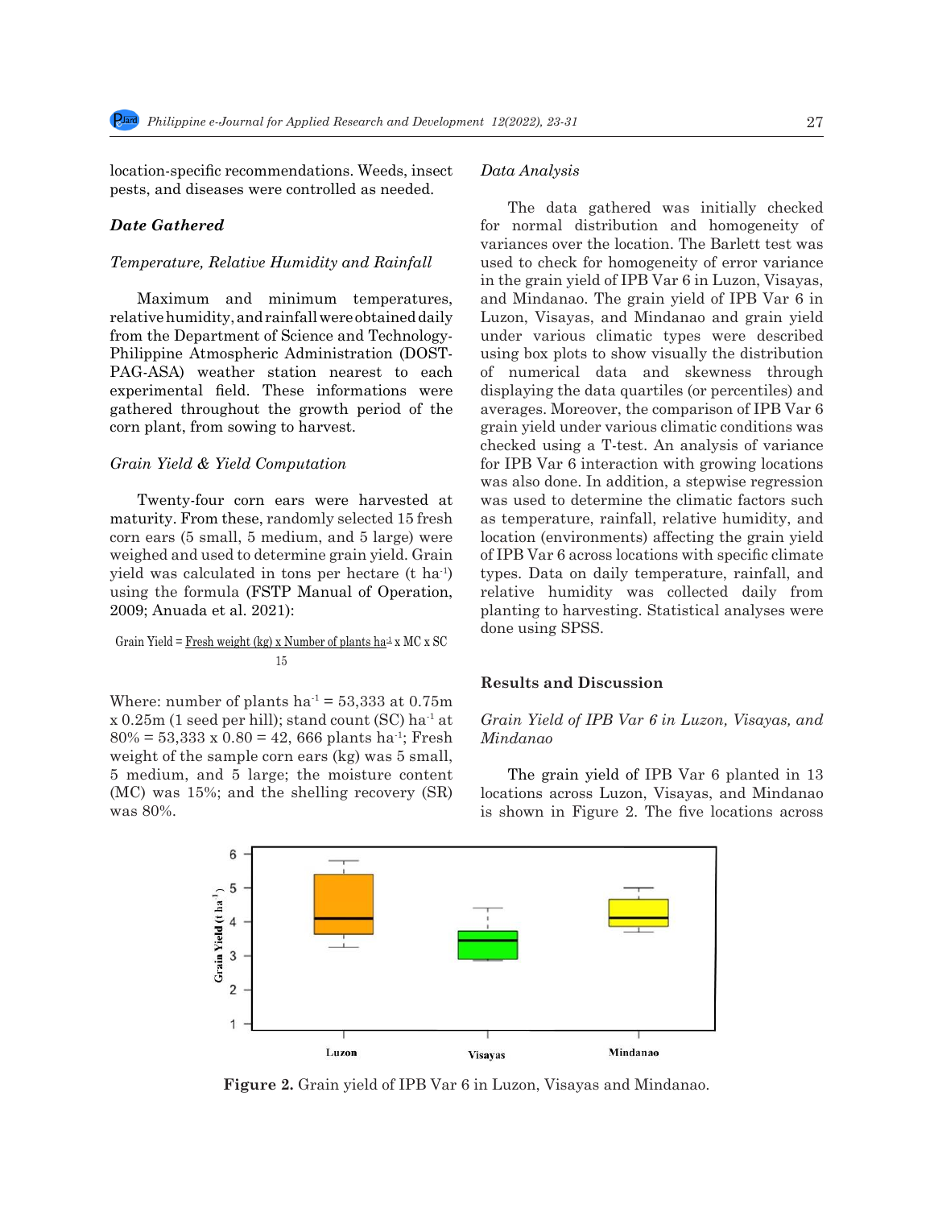location-specific recommendations. Weeds, insect pests, and diseases were controlled as needed.

### *Date Gathered*

#### *Temperature, Relative Humidity and Rainfall*

Maximum and minimum temperatures, relative humidity, and rainfall were obtained daily from the Department of Science and Technology-Philippine Atmospheric Administration (DOST-PAG-ASA) weather station nearest to each experimental field. These informations were gathered throughout the growth period of the corn plant, from sowing to harvest.

#### *Grain Yield & Yield Computation*

Twenty-four corn ears were harvested at maturity. From these, randomly selected 15 fresh corn ears (5 small, 5 medium, and 5 large) were weighed and used to determine grain yield. Grain yield was calculated in tons per hectare (t $ha^{-1}$) using the formula (FSTP Manual of Operation, 2009; Anuada et al. 2021):

$$\text{Grain Yield} = \frac{\text{Fresh weight (kg) x Number of plants ha}^{-1}}{15} \text{ x MC x SC}$$

Where: number of plants $ha^{-1}$ = 53,333 at 0.75m x 0.25m (1 seed per hill); stand count (SC) $ha^{-1}$ at 80% = 53,333 x 0.80 = 42, 666 plants $ha^{-1}$; Fresh weight of the sample corn ears (kg) was 5 small, 5 medium, and 5 large; the moisture content (MC) was 15%; and the shelling recovery (SR) was 80%.

#### *Data Analysis*

The data gathered was initially checked for normal distribution and homogeneity of variances over the location. The Barlett test was used to check for homogeneity of error variance in the grain yield of IPB Var 6 in Luzon, Visayas, and Mindanao. The grain yield of IPB Var 6 in Luzon, Visayas, and Mindanao and grain yield under various climatic types were described using box plots to show visually the distribution of numerical data and skewness through displaying the data quartiles (or percentiles) and averages. Moreover, the comparison of IPB Var 6 grain yield under various climatic conditions was checked using a T-test. An analysis of variance for IPB Var 6 interaction with growing locations was also done. In addition, a stepwise regression was used to determine the climatic factors such as temperature, rainfall, relative humidity, and location (environments) affecting the grain yield of IPB Var 6 across locations with specific climate types. Data on daily temperature, rainfall, and relative humidity was collected daily from planting to harvesting. Statistical analyses were done using SPSS.

## Results and Discussion

#### *Grain Yield of IPB Var 6 in Luzon, Visayas, and Mindanao*

The grain yield of IPB Var 6 planted in 13 locations across Luzon, Visayas, and Mindanao is shown in Figure 2. The five locations across

**Figure 2.** Grain yield of IPB Var 6 in Luzon, Visayas and Mindanao.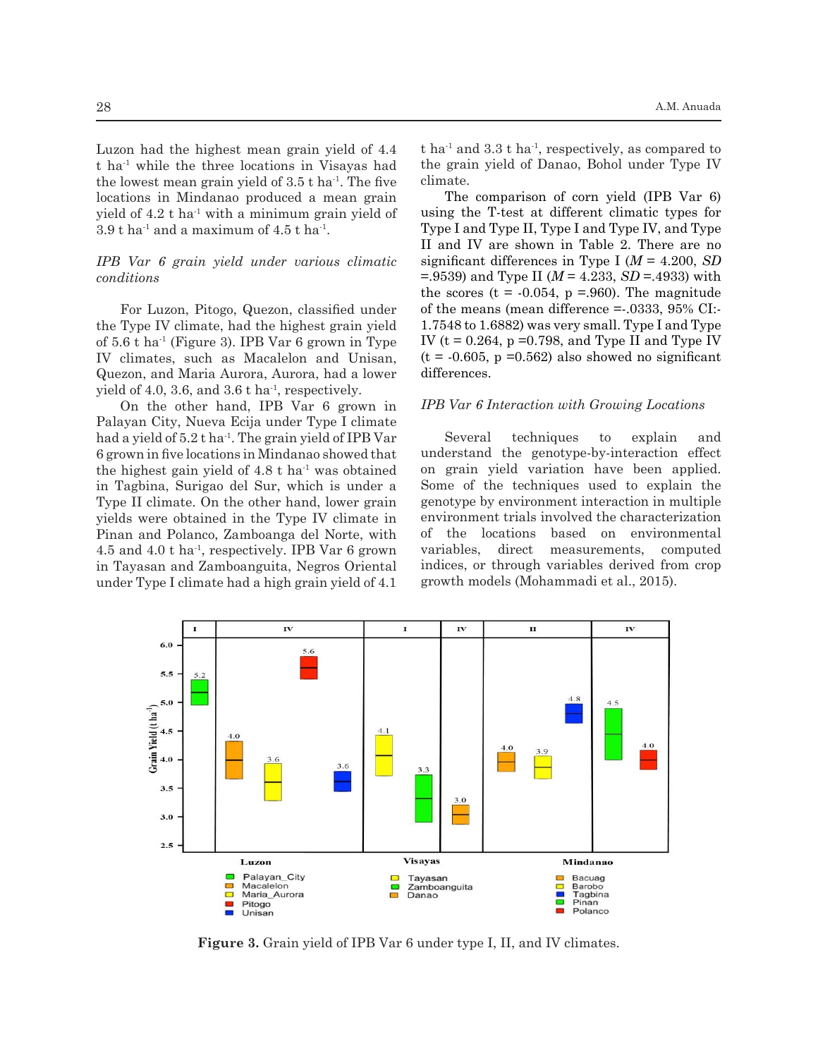Luzon had the highest mean grain yield of 4.4 t ha$^{-1}$ while the three locations in Visayas had the lowest mean grain yield of 3.5 t ha$^{-1}$. The five locations in Mindanao produced a mean grain yield of 4.2 t ha$^{-1}$ with a minimum grain yield of 3.9 t ha$^{-1}$ and a maximum of 4.5 t ha$^{-1}$.

*IPB Var 6 grain yield under various climatic conditions*

For Luzon, Pitogo, Quezon, classified under the Type IV climate, had the highest grain yield of 5.6 t ha$^{-1}$ (Figure 3). IPB Var 6 grown in Type IV climates, such as Macalelon and Unisan, Quezon, and Maria Aurora, Aurora, had a lower yield of 4.0, 3.6, and 3.6 t ha$^{-1}$, respectively.

On the other hand, IPB Var 6 grown in Palayan City, Nueva Ecija under Type I climate had a yield of 5.2 t ha$^{-1}$. The grain yield of IPB Var 6 grown in five locations in Mindanao showed that the highest gain yield of 4.8 t ha$^{-1}$ was obtained in Tagbina, Surigao del Sur, which is under a Type II climate. On the other hand, lower grain yields were obtained in the Type IV climate in Pinan and Polanco, Zamboanga del Norte, with 4.5 and 4.0 t ha$^{-1}$, respectively. IPB Var 6 grown in Tayasan and Zamboanguita, Negros Oriental under Type I climate had a high grain yield of 4.1 t ha$^{-1}$ and 3.3 t ha$^{-1}$, respectively, as compared to the grain yield of Danao, Bohol under Type IV climate.

The comparison of corn yield (IPB Var 6) using the T-test at different climatic types for Type I and Type II, Type I and Type IV, and Type II and IV are shown in Table 2. There are no significant differences in Type I ($M$ = 4.200, $SD$ =.9539) and Type II ($M$ = 4.233, $SD$ =.4933) with the scores (t = -0.054, p =.960). The magnitude of the means (mean difference =-.0333, 95% CI:-1.7548 to 1.6882) was very small. Type I and Type IV (t = 0.264, p =0.798, and Type II and Type IV (t = -0.605, p =0.562) also showed no significant differences.

*IPB Var 6 Interaction with Growing Locations*

Several techniques to explain and understand the genotype-by-interaction effect on grain yield variation have been applied. Some of the techniques used to explain the genotype by environment interaction in multiple environment trials involved the characterization of the locations based on environmental variables, direct measurements, computed indices, or through variables derived from crop growth models (Mohammadi et al., 2015).

**Figure 3.** Grain yield of IPB Var 6 under type I, II, and IV climates.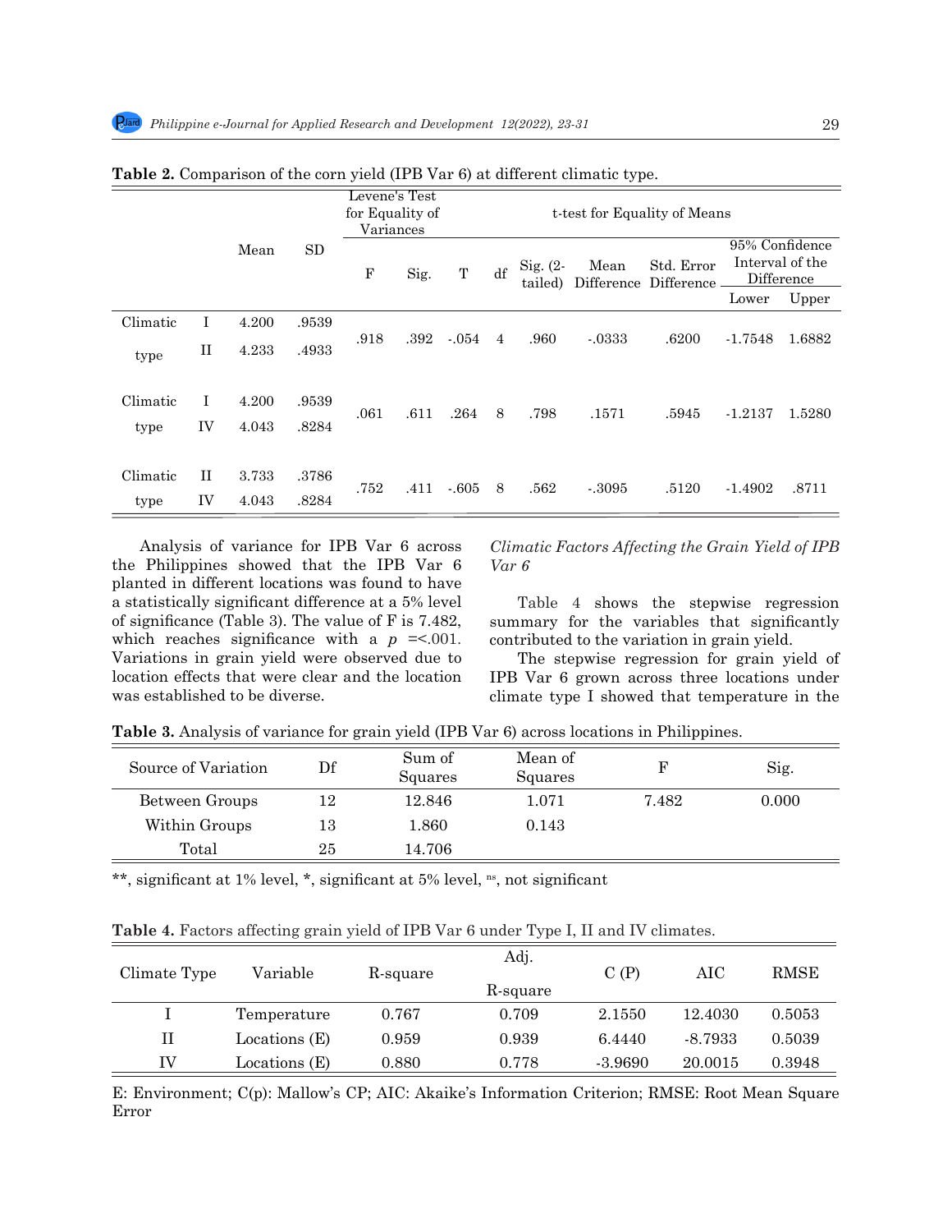**Table 2.** Comparison of the corn yield (IPB Var 6) at different climatic type.

| | | Mean | SD | Levene's Test for Equality of Variances | | t-test for Equality of Means | | | | | | |
|---|---|---|---|---|---|---|---|---|---|---|---|---|
| | | | | F | Sig. | T | df | Sig. (2-tailed) | Mean Difference | Std. Error Difference | 95% Confidence Interval of the Difference | |
| | | | | | | | | | | | Lower | Upper |
| Climatic type | I | 4.200 | .9539 | .918 | .392 | -.054 | 4 | .960 | -.0333 | .6200 | -1.7548 | 1.6882 |
| | II | 4.233 | .4933 | | | | | | | | | |
| Climatic type | I | 4.200 | .9539 | .061 | .611 | .264 | 8 | .798 | .1571 | .5945 | -1.2137 | 1.5280 |
| | IV | 4.043 | .8284 | | | | | | | | | |
| Climatic type | II | 3.733 | .3786 | .752 | .411 | -.605 | 8 | .562 | -.3095 | .5120 | -1.4902 | .8711 |
| | IV | 4.043 | .8284 | | | | | | | | | |

Analysis of variance for IPB Var 6 across the Philippines showed that the IPB Var 6 planted in different locations was found to have a statistically significant difference at a 5% level of significance (Table 3). The value of F is 7.482, which reaches significance with a $p$ =<.001. Variations in grain yield were observed due to location effects that were clear and the location was established to be diverse.

*Climatic Factors Affecting the Grain Yield of IPB Var 6*

Table 4 shows the stepwise regression summary for the variables that significantly contributed to the variation in grain yield.

The stepwise regression for grain yield of IPB Var 6 grown across three locations under climate type I showed that temperature in the

**Table 3.** Analysis of variance for grain yield (IPB Var 6) across locations in Philippines.

| Source of Variation | Df | Sum of Squares | Mean of Squares | F | Sig. |
|---|---|---|---|---|---|
| Between Groups | 12 | 12.846 | 1.071 | 7.482 | 0.000 |
| Within Groups | 13 | 1.860 | 0.143 | | |
| Total | 25 | 14.706 | | | |

\*\*, significant at 1% level, \*, significant at 5% level, $^{ns}$, not significant

**Table 4.** Factors affecting grain yield of IPB Var 6 under Type I, II and IV climates.

| Climate Type | Variable | R-square | Adj. R-square | C (P) | AIC | RMSE |
|---|---|---|---|---|---|---|
| I | Temperature | 0.767 | 0.709 | 2.1550 | 12.4030 | 0.5053 |
| II | Locations (E) | 0.959 | 0.939 | 6.4440 | -8.7933 | 0.5039 |
| IV | Locations (E) | 0.880 | 0.778 | -3.9690 | 20.0015 | 0.3948 |

E: Environment; C(p): Mallow's CP; AIC: Akaike's Information Criterion; RMSE: Root Mean Square Error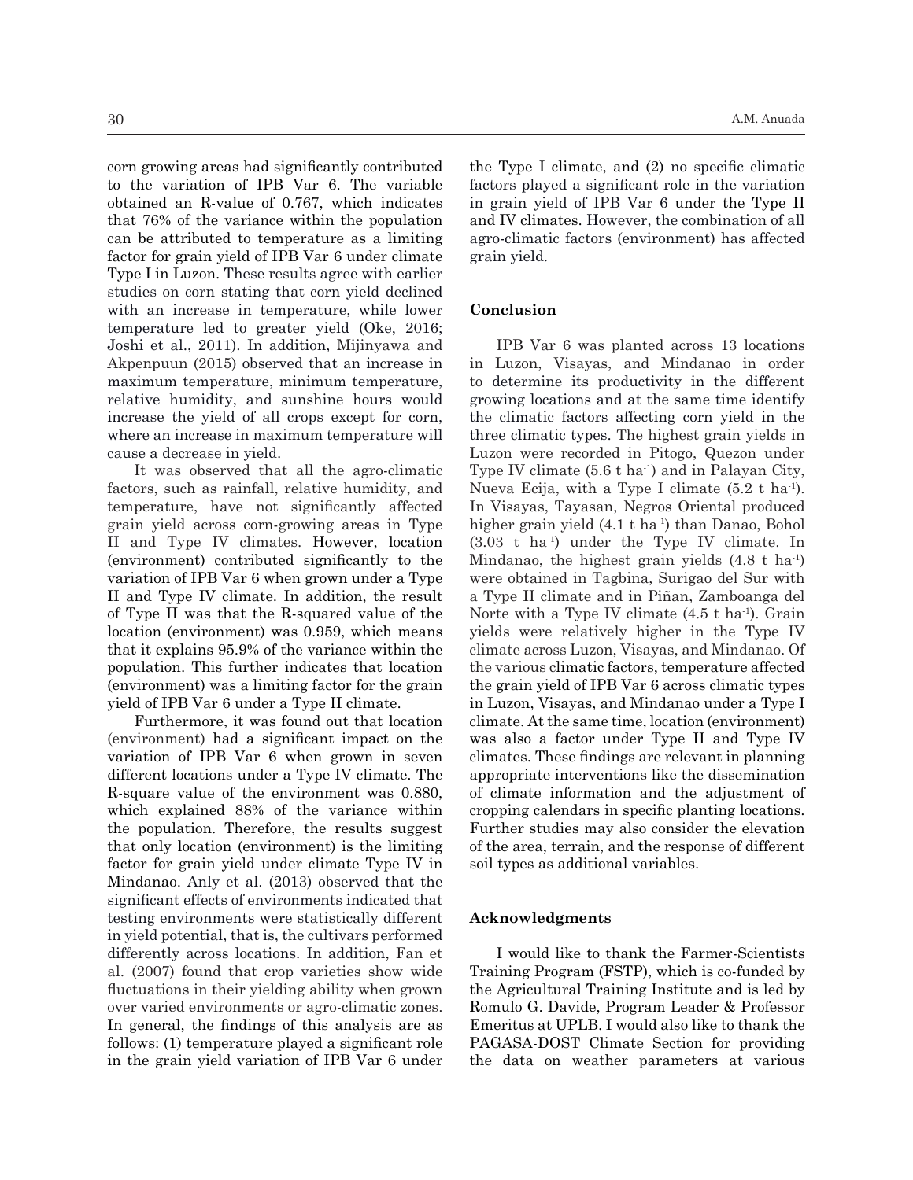corn growing areas had significantly contributed to the variation of IPB Var 6. The variable obtained an R-value of 0.767, which indicates that 76% of the variance within the population can be attributed to temperature as a limiting factor for grain yield of IPB Var 6 under climate Type I in Luzon. These results agree with earlier studies on corn stating that corn yield declined with an increase in temperature, while lower temperature led to greater yield (Oke, 2016; Joshi et al., 2011). In addition, Mijinyawa and Akpenpuun (2015) observed that an increase in maximum temperature, minimum temperature, relative humidity, and sunshine hours would increase the yield of all crops except for corn, where an increase in maximum temperature will cause a decrease in yield.

It was observed that all the agro-climatic factors, such as rainfall, relative humidity, and temperature, have not significantly affected grain yield across corn-growing areas in Type II and Type IV climates. However, location (environment) contributed significantly to the variation of IPB Var 6 when grown under a Type II and Type IV climate. In addition, the result of Type II was that the R-squared value of the location (environment) was 0.959, which means that it explains 95.9% of the variance within the population. This further indicates that location (environment) was a limiting factor for the grain yield of IPB Var 6 under a Type II climate.

Furthermore, it was found out that location (environment) had a significant impact on the variation of IPB Var 6 when grown in seven different locations under a Type IV climate. The R-square value of the environment was 0.880, which explained 88% of the variance within the population. Therefore, the results suggest that only location (environment) is the limiting factor for grain yield under climate Type IV in Mindanao. Anly et al. (2013) observed that the significant effects of environments indicated that testing environments were statistically different in yield potential, that is, the cultivars performed differently across locations. In addition, Fan et al. (2007) found that crop varieties show wide fluctuations in their yielding ability when grown over varied environments or agro-climatic zones. In general, the findings of this analysis are as follows: (1) temperature played a significant role in the grain yield variation of IPB Var 6 under the Type I climate, and (2) no specific climatic factors played a significant role in the variation in grain yield of IPB Var 6 under the Type II and IV climates. However, the combination of all agro-climatic factors (environment) has affected grain yield.

## Conclusion

IPB Var 6 was planted across 13 locations in Luzon, Visayas, and Mindanao in order to determine its productivity in the different growing locations and at the same time identify the climatic factors affecting corn yield in the three climatic types. The highest grain yields in Luzon were recorded in Pitogo, Quezon under Type IV climate (5.6 t ha$^{-1}$) and in Palayan City, Nueva Ecija, with a Type I climate (5.2 t ha$^{-1}$). In Visayas, Tayasan, Negros Oriental produced higher grain yield (4.1 t ha$^{-1}$) than Danao, Bohol (3.03 t ha$^{-1}$) under the Type IV climate. In Mindanao, the highest grain yields (4.8 t ha$^{-1}$) were obtained in Tagbina, Surigao del Sur with a Type II climate and in Piñan, Zamboanga del Norte with a Type IV climate (4.5 t ha$^{-1}$). Grain yields were relatively higher in the Type IV climate across Luzon, Visayas, and Mindanao. Of the various climatic factors, temperature affected the grain yield of IPB Var 6 across climatic types in Luzon, Visayas, and Mindanao under a Type I climate. At the same time, location (environment) was also a factor under Type II and Type IV climates. These findings are relevant in planning appropriate interventions like the dissemination of climate information and the adjustment of cropping calendars in specific planting locations. Further studies may also consider the elevation of the area, terrain, and the response of different soil types as additional variables.

## Acknowledgments

I would like to thank the Farmer-Scientists Training Program (FSTP), which is co-funded by the Agricultural Training Institute and is led by Romulo G. Davide, Program Leader & Professor Emeritus at UPLB. I would also like to thank the PAGASA-DOST Climate Section for providing the data on weather parameters at various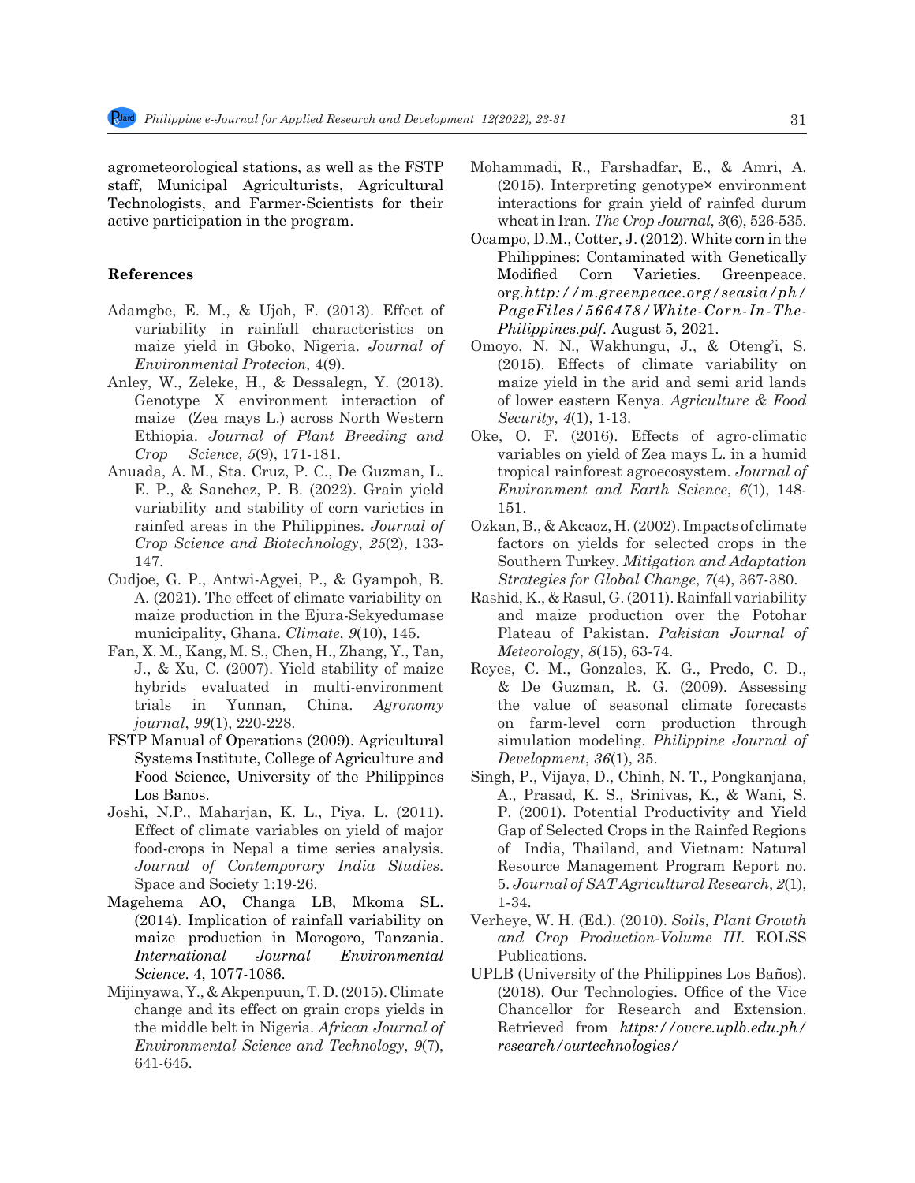agrometeorological stations, as well as the FSTP staff, Municipal Agriculturists, Agricultural Technologists, and Farmer-Scientists for their active participation in the program.

## References

Adamgbe, E. M., & Ujoh, F. (2013). Effect of variability in rainfall characteristics on maize yield in Gboko, Nigeria. *Journal of Environmental Protecion,* 4(9).

Anley, W., Zeleke, H., & Dessalegn, Y. (2013). Genotype X environment interaction of maize (Zea mays L.) across North Western Ethiopia. *Journal of Plant Breeding and Crop Science, 5*(9), 171-181.

Anuada, A. M., Sta. Cruz, P. C., De Guzman, L. E. P., & Sanchez, P. B. (2022). Grain yield variability and stability of corn varieties in rainfed areas in the Philippines. *Journal of Crop Science and Biotechnology*, *25*(2), 133-147.

Cudjoe, G. P., Antwi-Agyei, P., & Gyampoh, B. A. (2021). The effect of climate variability on maize production in the Ejura-Sekyedumase municipality, Ghana. *Climate*, *9*(10), 145.

Fan, X. M., Kang, M. S., Chen, H., Zhang, Y., Tan, J., & Xu, C. (2007). Yield stability of maize hybrids evaluated in multi-environment trials in Yunnan, China. *Agronomy journal*, *99*(1), 220-228.

FSTP Manual of Operations (2009). Agricultural Systems Institute, College of Agriculture and Food Science, University of the Philippines Los Banos.

Joshi, N.P., Maharjan, K. L., Piya, L. (2011). Effect of climate variables on yield of major food-crops in Nepal a time series analysis. *Journal of Contemporary India Studies*. Space and Society 1:19-26.

Magehema AO, Changa LB, Mkoma SL. (2014). Implication of rainfall variability on maize production in Morogoro, Tanzania. *International Journal Environmental Science*. 4, 1077-1086.

Mijinyawa, Y., & Akpenpuun, T. D. (2015). Climate change and its effect on grain crops yields in the middle belt in Nigeria. *African Journal of Environmental Science and Technology*, *9*(7), 641-645.

Mohammadi, R., Farshadfar, E., & Amri, A. (2015). Interpreting genotype× environment interactions for grain yield of rainfed durum wheat in Iran. *The Crop Journal*, *3*(6), 526-535.

Ocampo, D.M., Cotter, J. (2012). White corn in the Philippines: Contaminated with Genetically Modified Corn Varieties. Greenpeace. org.*http://m.greenpeace.org/seasia/ph/PageFiles/566478/White-Corn-In-The-Philippines.pdf*. August 5, 2021.

Omoyo, N. N., Wakhungu, J., & Oteng'i, S. (2015). Effects of climate variability on maize yield in the arid and semi arid lands of lower eastern Kenya. *Agriculture & Food Security*, *4*(1), 1-13.

Oke, O. F. (2016). Effects of agro-climatic variables on yield of Zea mays L. in a humid tropical rainforest agroecosystem. *Journal of Environment and Earth Science*, *6*(1), 148-151.

Ozkan, B., & Akcaoz, H. (2002). Impacts of climate factors on yields for selected crops in the Southern Turkey. *Mitigation and Adaptation Strategies for Global Change*, *7*(4), 367-380.

Rashid, K., & Rasul, G. (2011). Rainfall variability and maize production over the Potohar Plateau of Pakistan. *Pakistan Journal of Meteorology*, *8*(15), 63-74.

Reyes, C. M., Gonzales, K. G., Predo, C. D., & De Guzman, R. G. (2009). Assessing the value of seasonal climate forecasts on farm-level corn production through simulation modeling. *Philippine Journal of Development*, *36*(1), 35.

Singh, P., Vijaya, D., Chinh, N. T., Pongkanjana, A., Prasad, K. S., Srinivas, K., & Wani, S. P. (2001). Potential Productivity and Yield Gap of Selected Crops in the Rainfed Regions of India, Thailand, and Vietnam: Natural Resource Management Program Report no. 5. *Journal of SAT Agricultural Research*, *2*(1), 1-34.

Verheye, W. H. (Ed.). (2010). *Soils, Plant Growth and Crop Production-Volume III*. EOLSS Publications.

UPLB (University of the Philippines Los Baños). (2018). Our Technologies. Office of the Vice Chancellor for Research and Extension. Retrieved from *https://ovcre.uplb.edu.ph/research/ourtechnologies/*